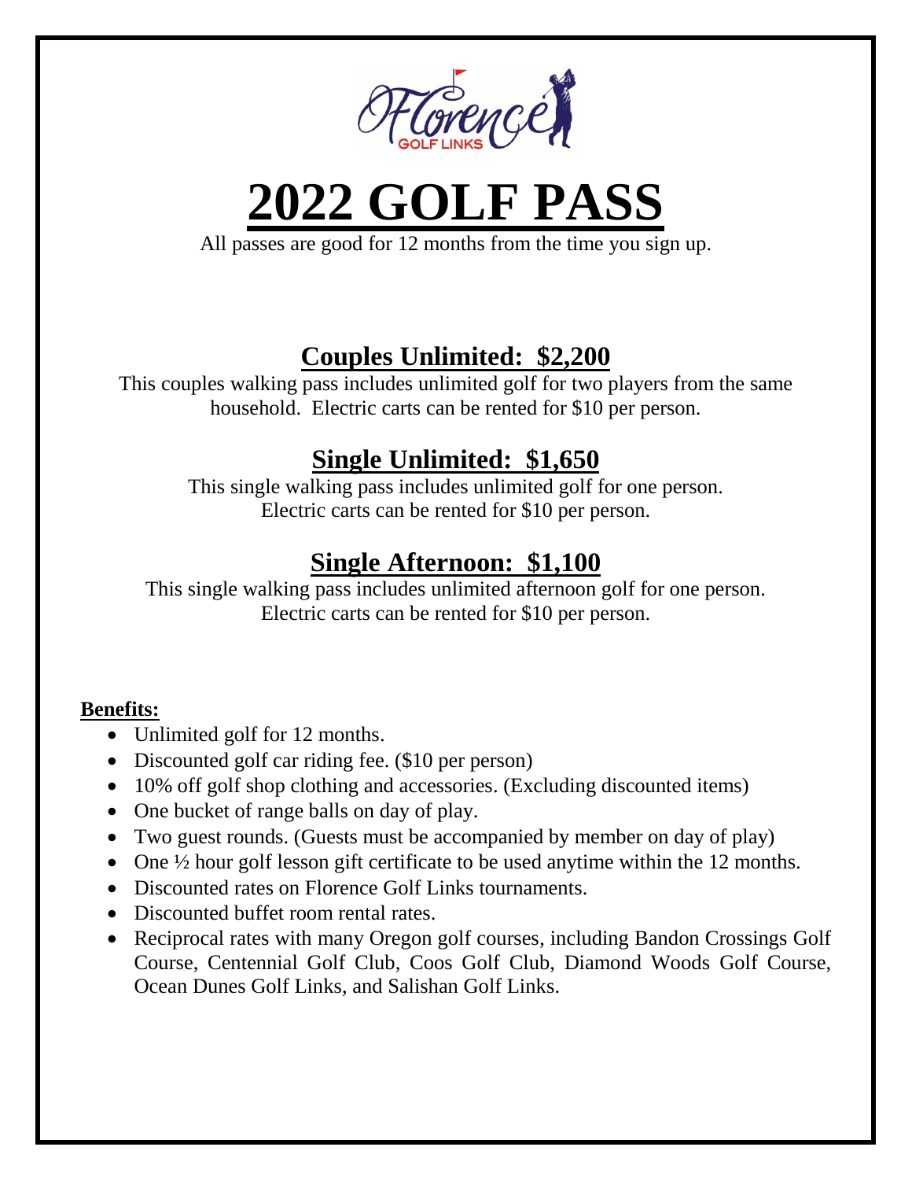# 2022 GOLF PASS

All passes are good for 12 months from the time you sign up.

## Couples Unlimited: $2,200

This couples walking pass includes unlimited golf for two players from the same household. Electric carts can be rented for $10 per person.

## Single Unlimited: $1,650

This single walking pass includes unlimited golf for one person. Electric carts can be rented for $10 per person.

## Single Afternoon: $1,100

This single walking pass includes unlimited afternoon golf for one person. Electric carts can be rented for $10 per person.

**Benefits:**

- Unlimited golf for 12 months.
- Discounted golf car riding fee. ($10 per person)
- 10% off golf shop clothing and accessories. (Excluding discounted items)
- One bucket of range balls on day of play.
- Two guest rounds. (Guests must be accompanied by member on day of play)
- One ½ hour golf lesson gift certificate to be used anytime within the 12 months.
- Discounted rates on Florence Golf Links tournaments.
- Discounted buffet room rental rates.
- Reciprocal rates with many Oregon golf courses, including Bandon Crossings Golf Course, Centennial Golf Club, Coos Golf Club, Diamond Woods Golf Course, Ocean Dunes Golf Links, and Salishan Golf Links.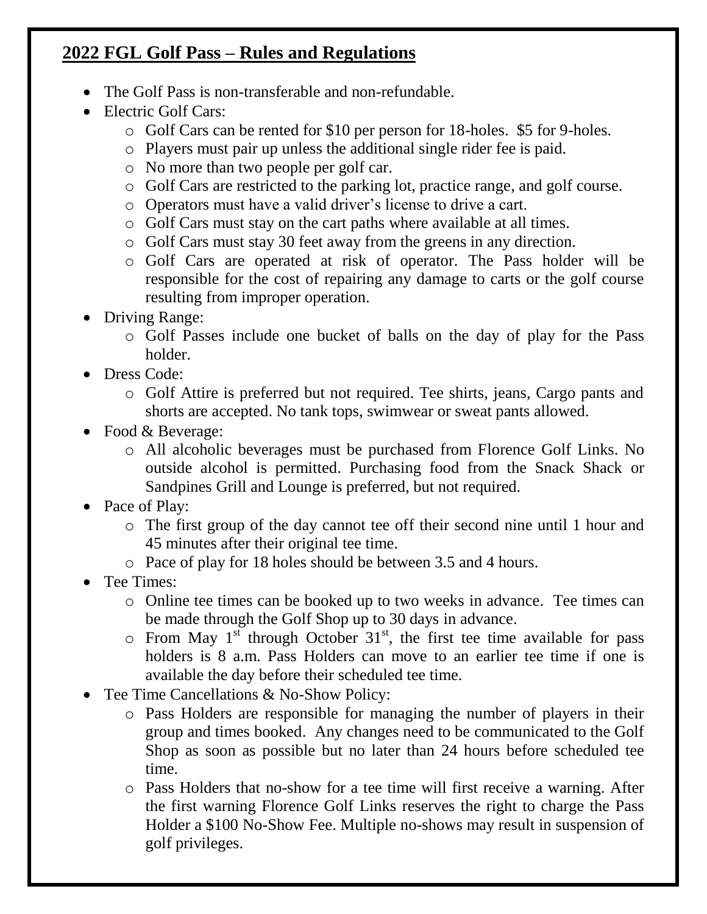## 2022 FGL Golf Pass – Rules and Regulations

- The Golf Pass is non-transferable and non-refundable.
- Electric Golf Cars:
    - Golf Cars can be rented for $10 per person for 18-holes. $5 for 9-holes.
    - Players must pair up unless the additional single rider fee is paid.
    - No more than two people per golf car.
    - Golf Cars are restricted to the parking lot, practice range, and golf course.
    - Operators must have a valid driver's license to drive a cart.
    - Golf Cars must stay on the cart paths where available at all times.
    - Golf Cars must stay 30 feet away from the greens in any direction.
    - Golf Cars are operated at risk of operator. The Pass holder will be responsible for the cost of repairing any damage to carts or the golf course resulting from improper operation.
- Driving Range:
    - Golf Passes include one bucket of balls on the day of play for the Pass holder.
- Dress Code:
    - Golf Attire is preferred but not required. Tee shirts, jeans, Cargo pants and shorts are accepted. No tank tops, swimwear or sweat pants allowed.
- Food & Beverage:
    - All alcoholic beverages must be purchased from Florence Golf Links. No outside alcohol is permitted. Purchasing food from the Snack Shack or Sandpines Grill and Lounge is preferred, but not required.
- Pace of Play:
    - The first group of the day cannot tee off their second nine until 1 hour and 45 minutes after their original tee time.
    - Pace of play for 18 holes should be between 3.5 and 4 hours.
- Tee Times:
    - Online tee times can be booked up to two weeks in advance. Tee times can be made through the Golf Shop up to 30 days in advance.
    - From May 1st through October 31st, the first tee time available for pass holders is 8 a.m. Pass Holders can move to an earlier tee time if one is available the day before their scheduled tee time.
- Tee Time Cancellations & No-Show Policy:
    - Pass Holders are responsible for managing the number of players in their group and times booked. Any changes need to be communicated to the Golf Shop as soon as possible but no later than 24 hours before scheduled tee time.
    - Pass Holders that no-show for a tee time will first receive a warning. After the first warning Florence Golf Links reserves the right to charge the Pass Holder a $100 No-Show Fee. Multiple no-shows may result in suspension of golf privileges.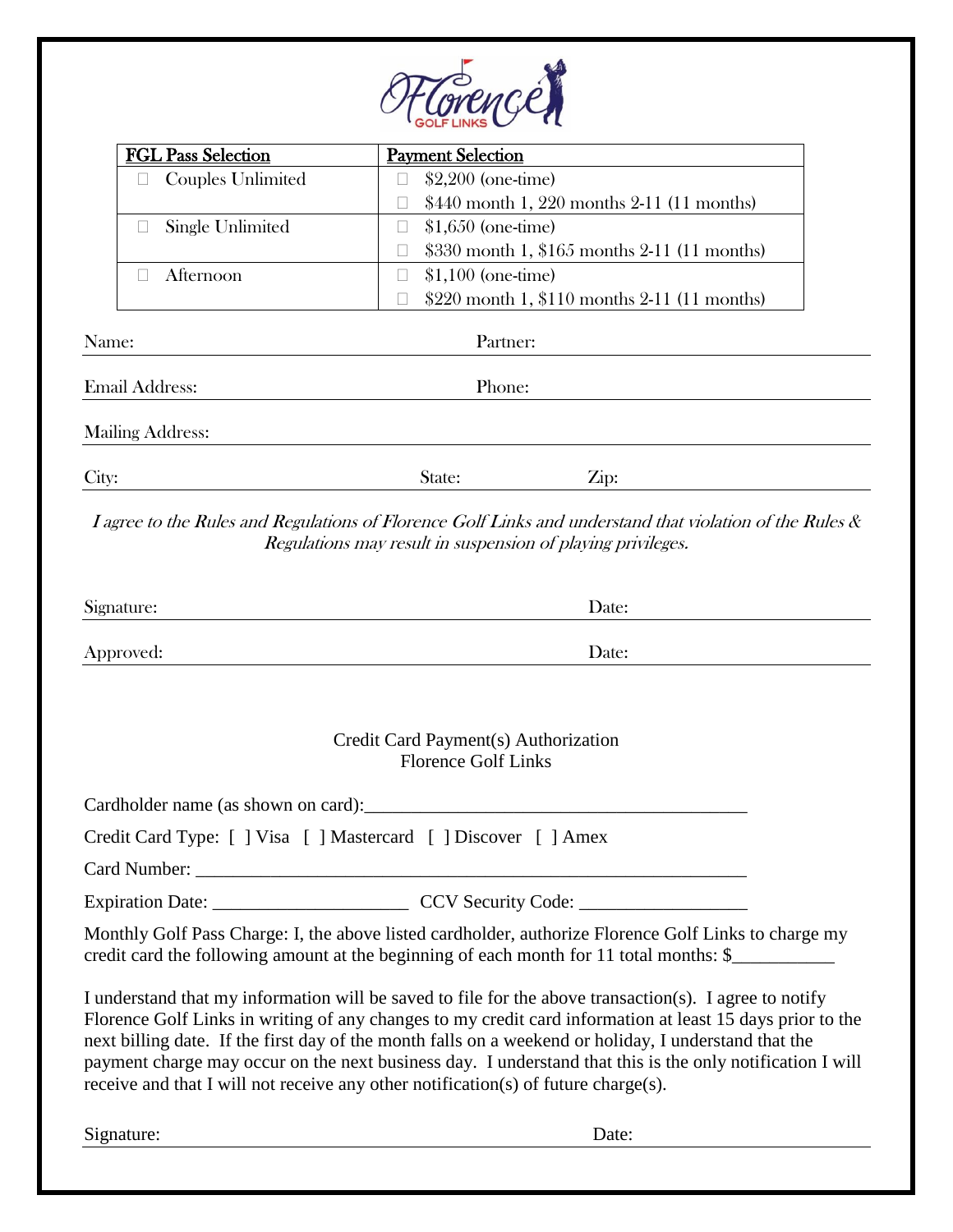Florence GOLF LINKS

| **FGL Pass Selection** | **Payment Selection** |
|---|---|
| ☐ Couples Unlimited | ☐ $2,200 (one-time)<br>☐ $440 month 1, 220 months 2-11 (11 months) |
| ☐ Single Unlimited | ☐ $1,650 (one-time)<br>☐ $330 month 1, $165 months 2-11 (11 months) |
| ☐ Afternoon | ☐ $1,100 (one-time)<br>☐ $220 month 1, $110 months 2-11 (11 months) |

Name: Partner:

Email Address: Phone:

Mailing Address:

City: State: Zip:

*I agree to the Rules and Regulations of Florence Golf Links and understand that violation of the Rules & Regulations may result in suspension of playing privileges.*

Signature: Date:

Approved: Date:

Credit Card Payment(s) Authorization
Florence Golf Links

Cardholder name (as shown on card):__________________________________________

Credit Card Type: [ ] Visa [ ] Mastercard [ ] Discover [ ] Amex

Card Number: ____________________________________________________________

Expiration Date: _____________________ CCV Security Code: __________________

Monthly Golf Pass Charge: I, the above listed cardholder, authorize Florence Golf Links to charge my credit card the following amount at the beginning of each month for 11 total months: $___________

I understand that my information will be saved to file for the above transaction(s). I agree to notify Florence Golf Links in writing of any changes to my credit card information at least 15 days prior to the next billing date. If the first day of the month falls on a weekend or holiday, I understand that the payment charge may occur on the next business day. I understand that this is the only notification I will receive and that I will not receive any other notification(s) of future charge(s).

Signature: Date: